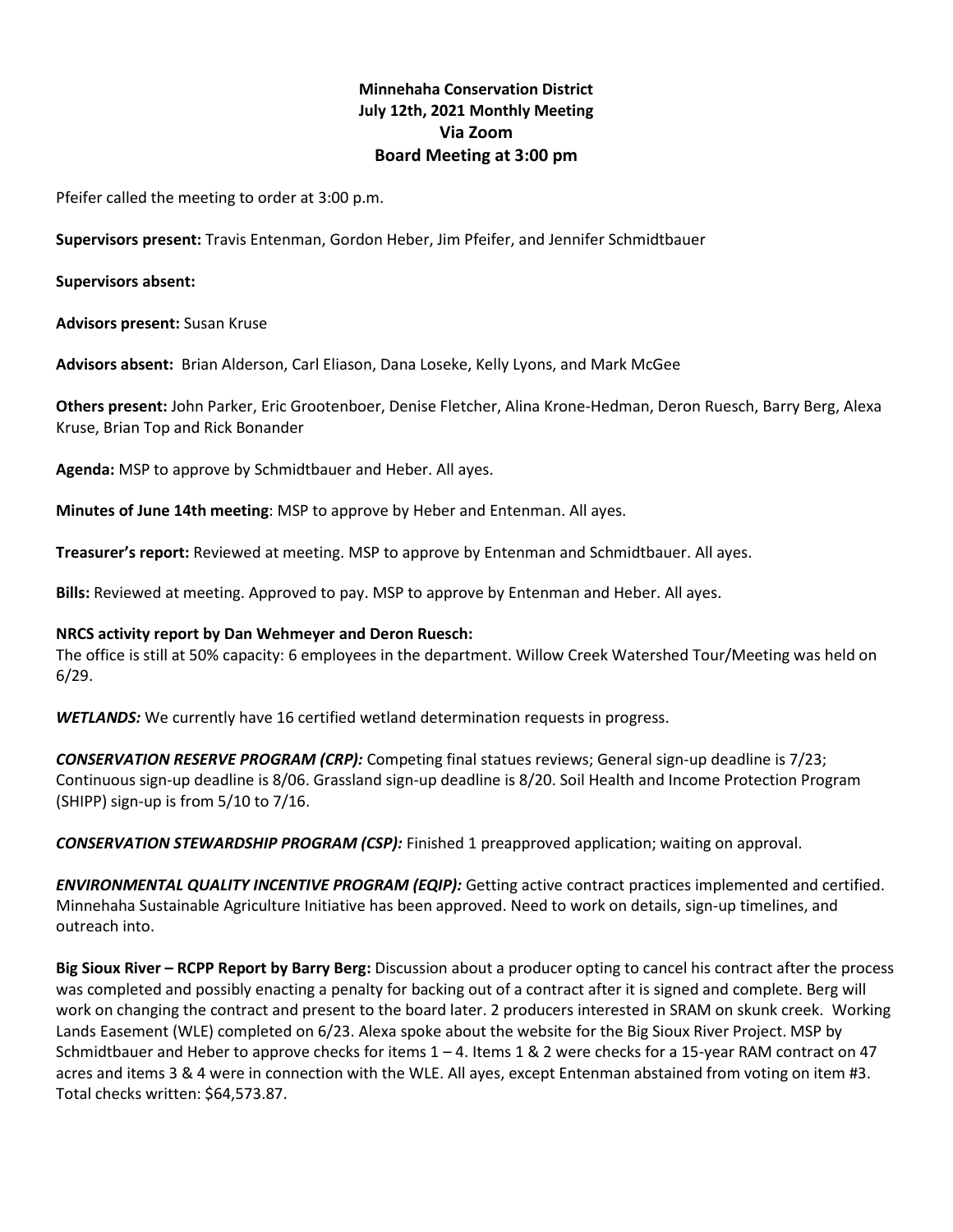**Minnehaha Conservation District**
**July 12th, 2021 Monthly Meeting**
**Via Zoom**
**Board Meeting at 3:00 pm**

Pfeifer called the meeting to order at 3:00 p.m.

**Supervisors present:** Travis Entenman, Gordon Heber, Jim Pfeifer, and Jennifer Schmidtbauer

**Supervisors absent:**

**Advisors present:** Susan Kruse

**Advisors absent:** Brian Alderson, Carl Eliason, Dana Loseke, Kelly Lyons, and Mark McGee

**Others present:** John Parker, Eric Grootenboer, Denise Fletcher, Alina Krone-Hedman, Deron Ruesch, Barry Berg, Alexa Kruse, Brian Top and Rick Bonander

**Agenda:** MSP to approve by Schmidtbauer and Heber. All ayes.

**Minutes of June 14th meeting**: MSP to approve by Heber and Entenman. All ayes.

**Treasurer's report:** Reviewed at meeting. MSP to approve by Entenman and Schmidtbauer. All ayes.

**Bills:** Reviewed at meeting. Approved to pay. MSP to approve by Entenman and Heber. All ayes.

**NRCS activity report by Dan Wehmeyer and Deron Ruesch:**
The office is still at 50% capacity: 6 employees in the department. Willow Creek Watershed Tour/Meeting was held on 6/29.

***WETLANDS:*** We currently have 16 certified wetland determination requests in progress.

***CONSERVATION RESERVE PROGRAM (CRP):*** Competing final statues reviews; General sign-up deadline is 7/23; Continuous sign-up deadline is 8/06. Grassland sign-up deadline is 8/20. Soil Health and Income Protection Program (SHIPP) sign-up is from 5/10 to 7/16.

***CONSERVATION STEWARDSHIP PROGRAM (CSP):*** Finished 1 preapproved application; waiting on approval.

***ENVIRONMENTAL QUALITY INCENTIVE PROGRAM (EQIP):*** Getting active contract practices implemented and certified. Minnehaha Sustainable Agriculture Initiative has been approved. Need to work on details, sign-up timelines, and outreach into.

**Big Sioux River – RCPP Report by Barry Berg:** Discussion about a producer opting to cancel his contract after the process was completed and possibly enacting a penalty for backing out of a contract after it is signed and complete. Berg will work on changing the contract and present to the board later. 2 producers interested in SRAM on skunk creek. Working Lands Easement (WLE) completed on 6/23. Alexa spoke about the website for the Big Sioux River Project. MSP by Schmidtbauer and Heber to approve checks for items 1 – 4. Items 1 & 2 were checks for a 15-year RAM contract on 47 acres and items 3 & 4 were in connection with the WLE. All ayes, except Entenman abstained from voting on item #3. Total checks written: $64,573.87.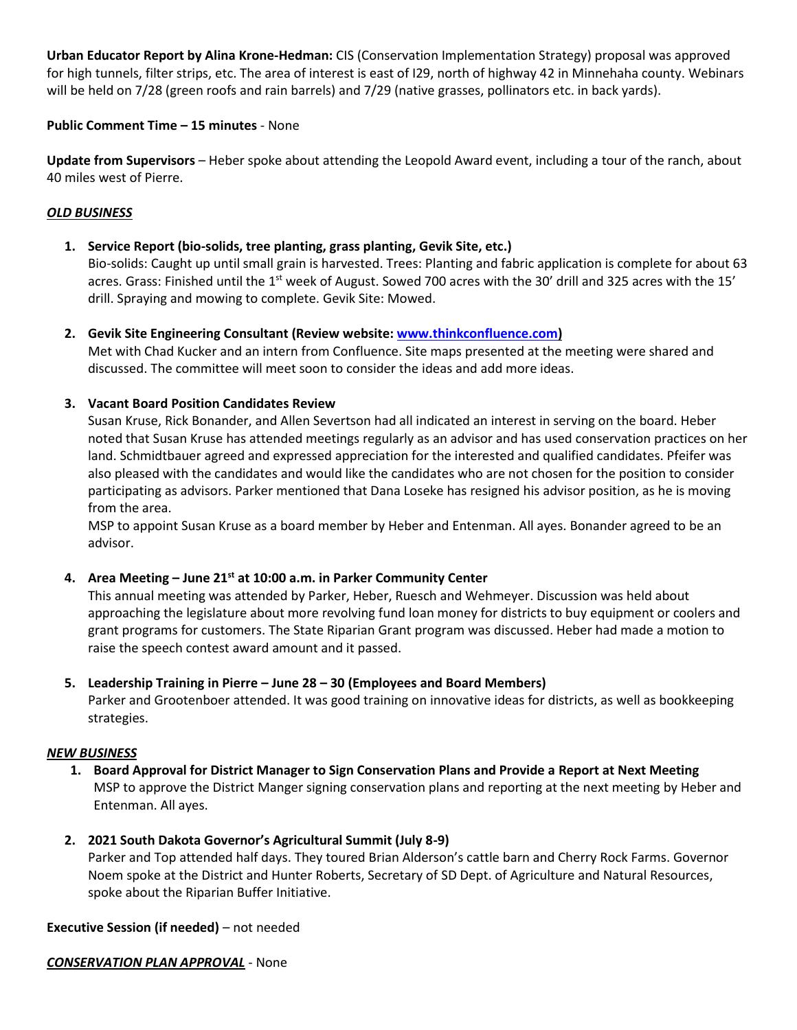**Urban Educator Report by Alina Krone-Hedman:** CIS (Conservation Implementation Strategy) proposal was approved for high tunnels, filter strips, etc. The area of interest is east of I29, north of highway 42 in Minnehaha county. Webinars will be held on 7/28 (green roofs and rain barrels) and 7/29 (native grasses, pollinators etc. in back yards).

**Public Comment Time – 15 minutes** - None

**Update from Supervisors** – Heber spoke about attending the Leopold Award event, including a tour of the ranch, about 40 miles west of Pierre.

***OLD BUSINESS***

1. **Service Report (bio-solids, tree planting, grass planting, Gevik Site, etc.)**
   Bio-solids: Caught up until small grain is harvested. Trees: Planting and fabric application is complete for about 63 acres. Grass: Finished until the 1st week of August. Sowed 700 acres with the 30' drill and 325 acres with the 15' drill. Spraying and mowing to complete. Gevik Site: Mowed.

2. **Gevik Site Engineering Consultant (Review website: www.thinkconfluence.com)**
   Met with Chad Kucker and an intern from Confluence. Site maps presented at the meeting were shared and discussed. The committee will meet soon to consider the ideas and add more ideas.

3. **Vacant Board Position Candidates Review**
   Susan Kruse, Rick Bonander, and Allen Severtson had all indicated an interest in serving on the board. Heber noted that Susan Kruse has attended meetings regularly as an advisor and has used conservation practices on her land. Schmidtbauer agreed and expressed appreciation for the interested and qualified candidates. Pfeifer was also pleased with the candidates and would like the candidates who are not chosen for the position to consider participating as advisors. Parker mentioned that Dana Loseke has resigned his advisor position, as he is moving from the area.
   MSP to appoint Susan Kruse as a board member by Heber and Entenman. All ayes. Bonander agreed to be an advisor.

4. **Area Meeting – June 21st at 10:00 a.m. in Parker Community Center**
   This annual meeting was attended by Parker, Heber, Ruesch and Wehmeyer. Discussion was held about approaching the legislature about more revolving fund loan money for districts to buy equipment or coolers and grant programs for customers. The State Riparian Grant program was discussed. Heber had made a motion to raise the speech contest award amount and it passed.

5. **Leadership Training in Pierre – June 28 – 30 (Employees and Board Members)**
   Parker and Grootenboer attended. It was good training on innovative ideas for districts, as well as bookkeeping strategies.

***NEW BUSINESS***

1. **Board Approval for District Manager to Sign Conservation Plans and Provide a Report at Next Meeting**
   MSP to approve the District Manger signing conservation plans and reporting at the next meeting by Heber and Entenman. All ayes.

2. **2021 South Dakota Governor's Agricultural Summit (July 8-9)**
   Parker and Top attended half days. They toured Brian Alderson's cattle barn and Cherry Rock Farms. Governor Noem spoke at the District and Hunter Roberts, Secretary of SD Dept. of Agriculture and Natural Resources, spoke about the Riparian Buffer Initiative.

**Executive Session (if needed)** – not needed

***CONSERVATION PLAN APPROVAL*** - None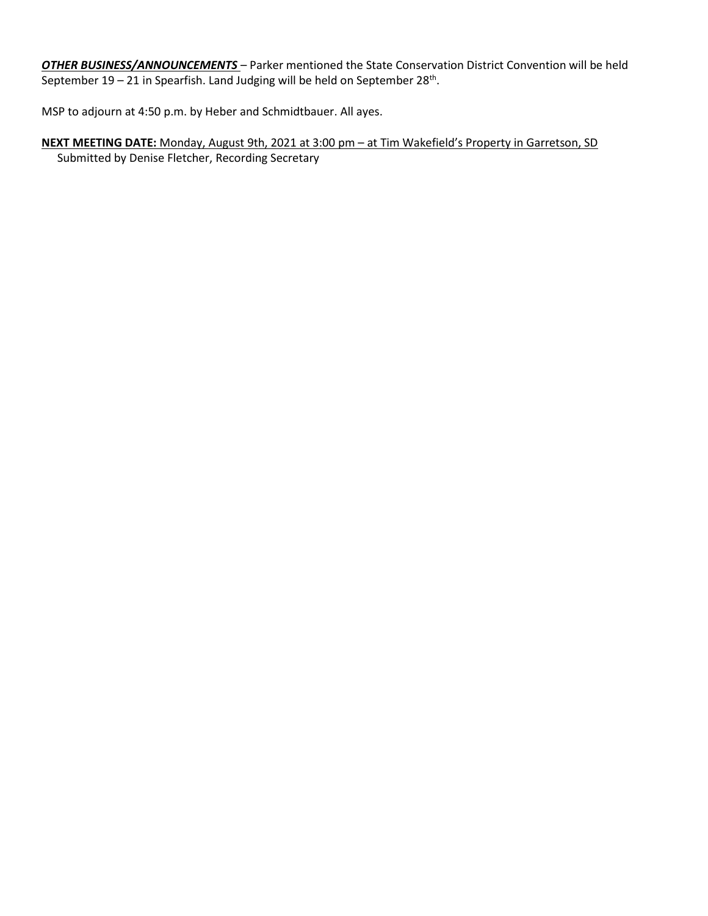***OTHER BUSINESS/ANNOUNCEMENTS*** – Parker mentioned the State Conservation District Convention will be held September 19 – 21 in Spearfish. Land Judging will be held on September 28th.

MSP to adjourn at 4:50 p.m. by Heber and Schmidtbauer. All ayes.

**NEXT MEETING DATE:** Monday, August 9th, 2021 at 3:00 pm – at Tim Wakefield's Property in Garretson, SD

Submitted by Denise Fletcher, Recording Secretary